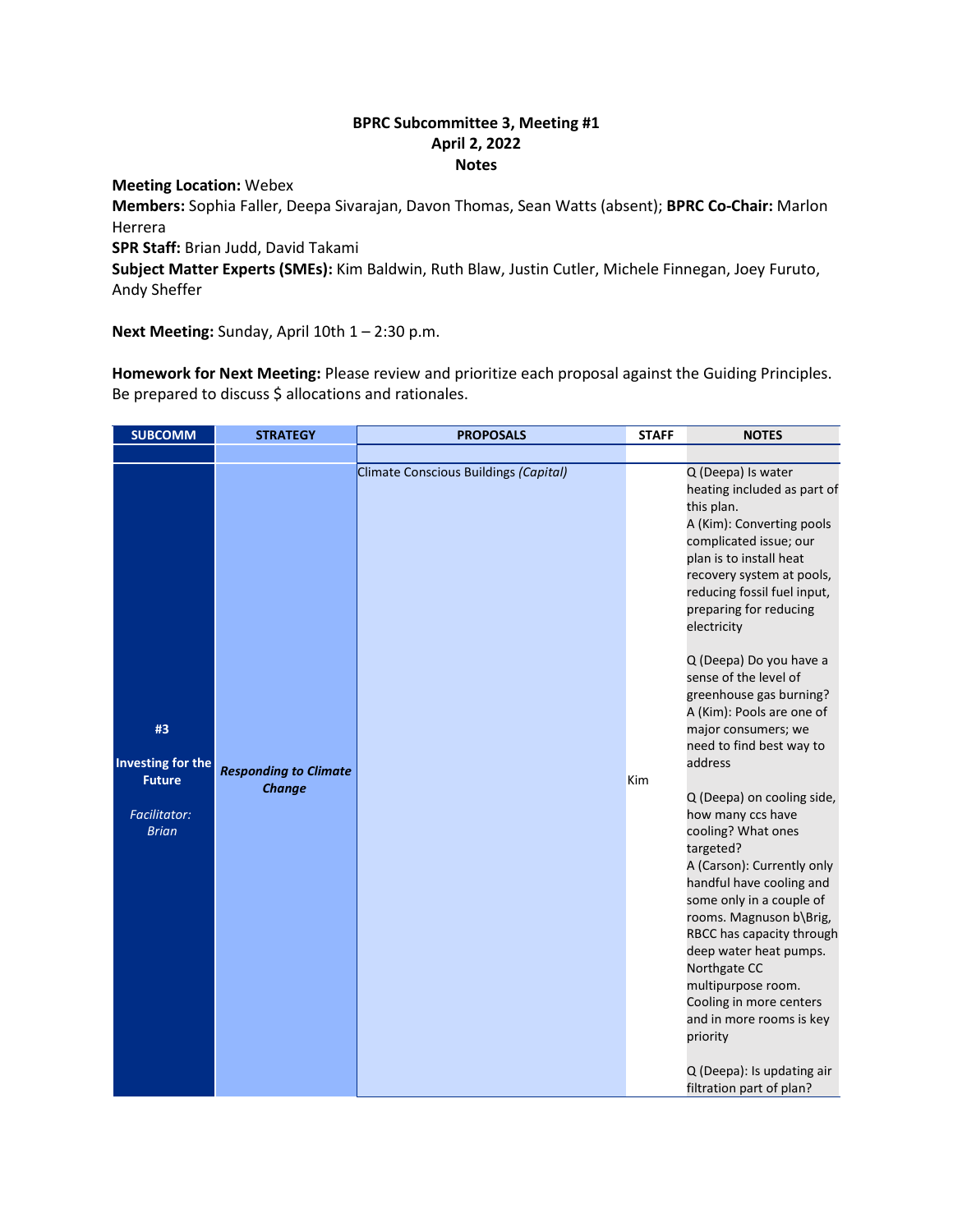**BPRC Subcommittee 3, Meeting #1**
**April 2, 2022**
**Notes**

**Meeting Location:** Webex
**Members:** Sophia Faller, Deepa Sivarajan, Davon Thomas, Sean Watts (absent); **BPRC Co-Chair:** Marlon Herrera
**SPR Staff:** Brian Judd, David Takami
**Subject Matter Experts (SMEs):** Kim Baldwin, Ruth Blaw, Justin Cutler, Michele Finnegan, Joey Furuto, Andy Sheffer

**Next Meeting:** Sunday, April 10th 1 – 2:30 p.m.

**Homework for Next Meeting:** Please review and prioritize each proposal against the Guiding Principles. Be prepared to discuss $ allocations and rationales.

| SUBCOMM | STRATEGY | PROPOSALS | STAFF | NOTES |
|---|---|---|---|---|
| | | | | |
| **#3** **Investing for the Future** *Facilitator: Brian* | ***Responding to Climate Change*** | Climate Conscious Buildings *(Capital)* | Kim | Q (Deepa) Is water heating included as part of this plan.<br>A (Kim): Converting pools complicated issue; our plan is to install heat recovery system at pools, reducing fossil fuel input, preparing for reducing electricity<br><br>Q (Deepa) Do you have a sense of the level of greenhouse gas burning?<br>A (Kim): Pools are one of major consumers; we need to find best way to address<br><br>Q (Deepa) on cooling side, how many ccs have cooling? What ones targeted?<br>A (Carson): Currently only handful have cooling and some only in a couple of rooms. Magnuson b\Brig, RBCC has capacity through deep water heat pumps. Northgate CC multipurpose room. Cooling in more centers and in more rooms is key priority<br><br>Q (Deepa): Is updating air filtration part of plan? |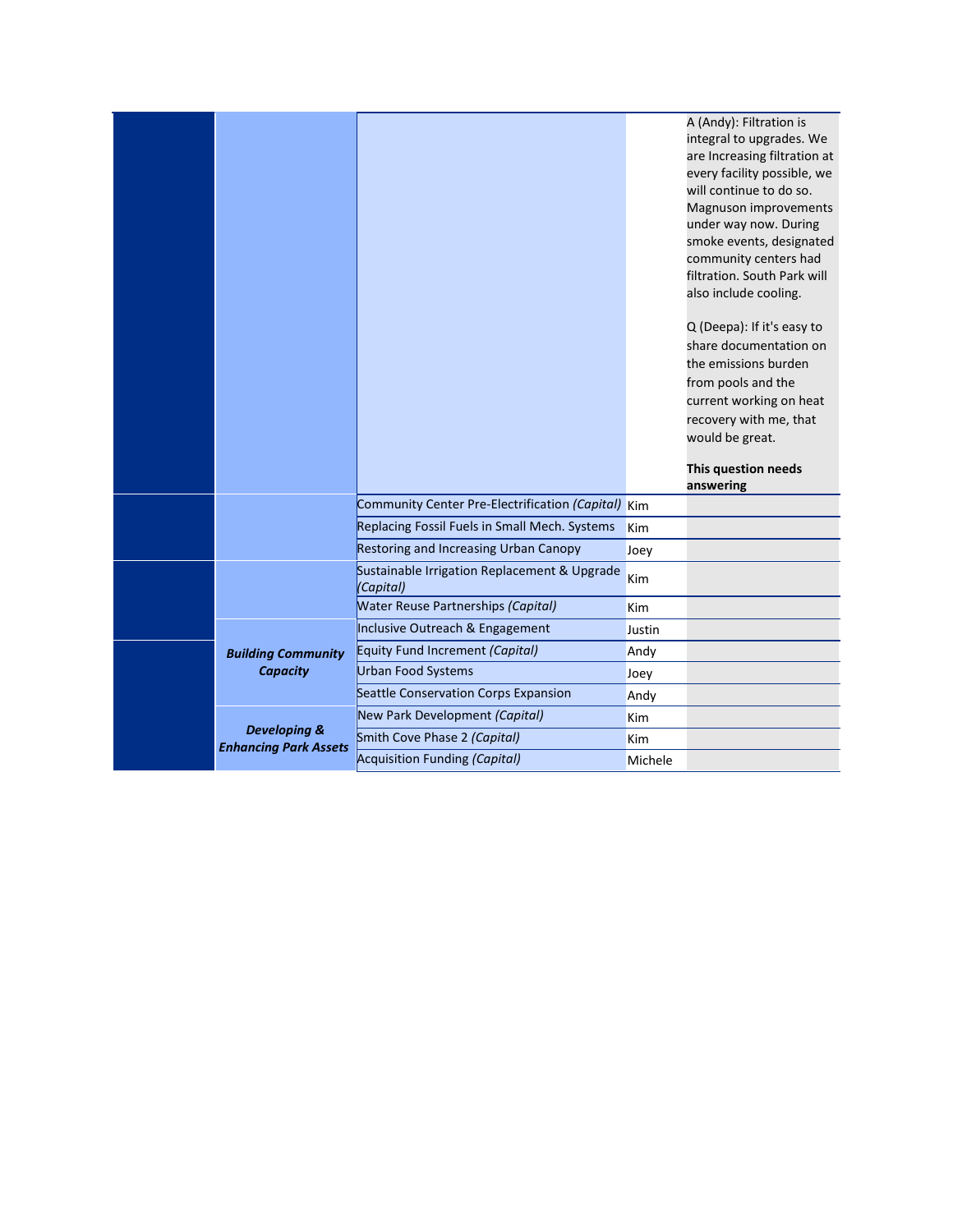| | | | | |
|---|---|---|---|---|
| | | | | A (Andy): Filtration is integral to upgrades. We are Increasing filtration at every facility possible, we will continue to do so. Magnuson improvements under way now. During smoke events, designated community centers had filtration. South Park will also include cooling.<br><br>Q (Deepa): If it's easy to share documentation on the emissions burden from pools and the current working on heat recovery with me, that would be great.<br><br>**This question needs answering** |
| | | Community Center Pre-Electrification *(Capital)* | Kim | |
| | | Replacing Fossil Fuels in Small Mech. Systems | Kim | |
| | | Restoring and Increasing Urban Canopy | Joey | |
| | | Sustainable Irrigation Replacement & Upgrade *(Capital)* | Kim | |
| | | Water Reuse Partnerships *(Capital)* | Kim | |
| | ***Building Community Capacity*** | Inclusive Outreach & Engagement | Justin | |
| | | Equity Fund Increment *(Capital)* | Andy | |
| | | Urban Food Systems | Joey | |
| | | Seattle Conservation Corps Expansion | Andy | |
| | ***Developing & Enhancing Park Assets*** | New Park Development *(Capital)* | Kim | |
| | | Smith Cove Phase 2 *(Capital)* | Kim | |
| | | Acquisition Funding *(Capital)* | Michele | |